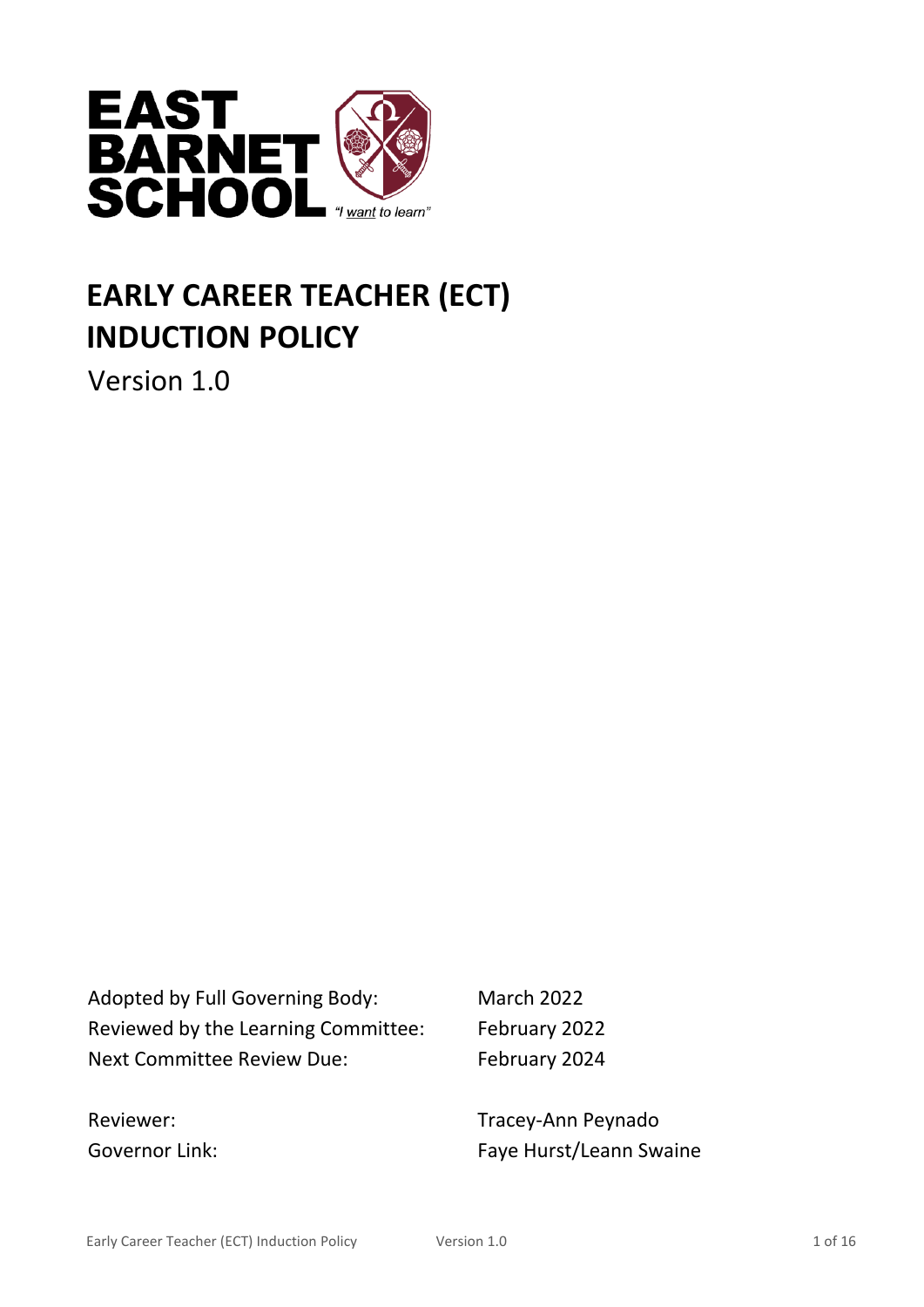EAST BARNET SCHOOL

"I want to learn"

# EARLY CAREER TEACHER (ECT) INDUCTION POLICY

Version 1.0

| | |
|---|---|
| Adopted by Full Governing Body: | March 2022 |
| Reviewed by the Learning Committee: | February 2022 |
| Next Committee Review Due: | February 2024 |

| | |
|---|---|
| Reviewer: | Tracey-Ann Peynado |
| Governor Link: | Faye Hurst/Leann Swaine |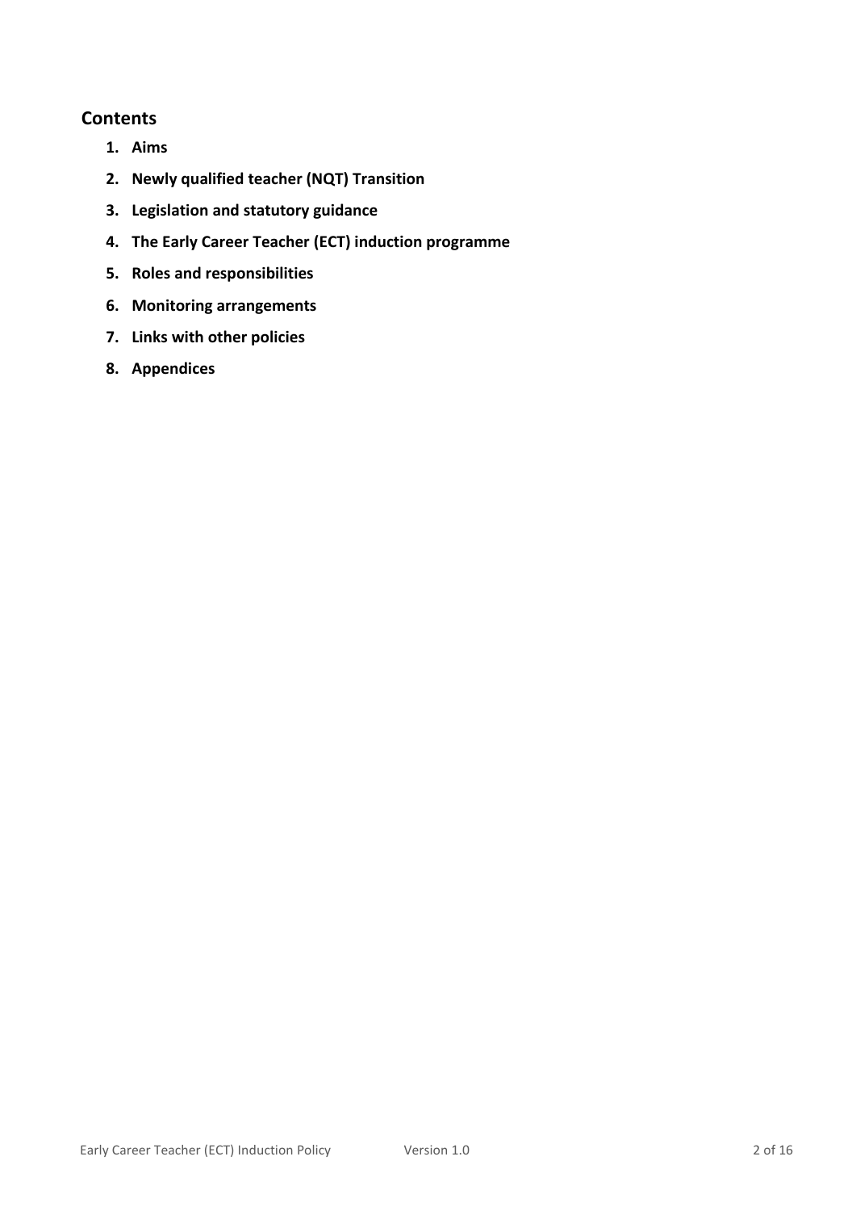## Contents

1. **Aims**
2. **Newly qualified teacher (NQT) Transition**
3. **Legislation and statutory guidance**
4. **The Early Career Teacher (ECT) induction programme**
5. **Roles and responsibilities**
6. **Monitoring arrangements**
7. **Links with other policies**
8. **Appendices**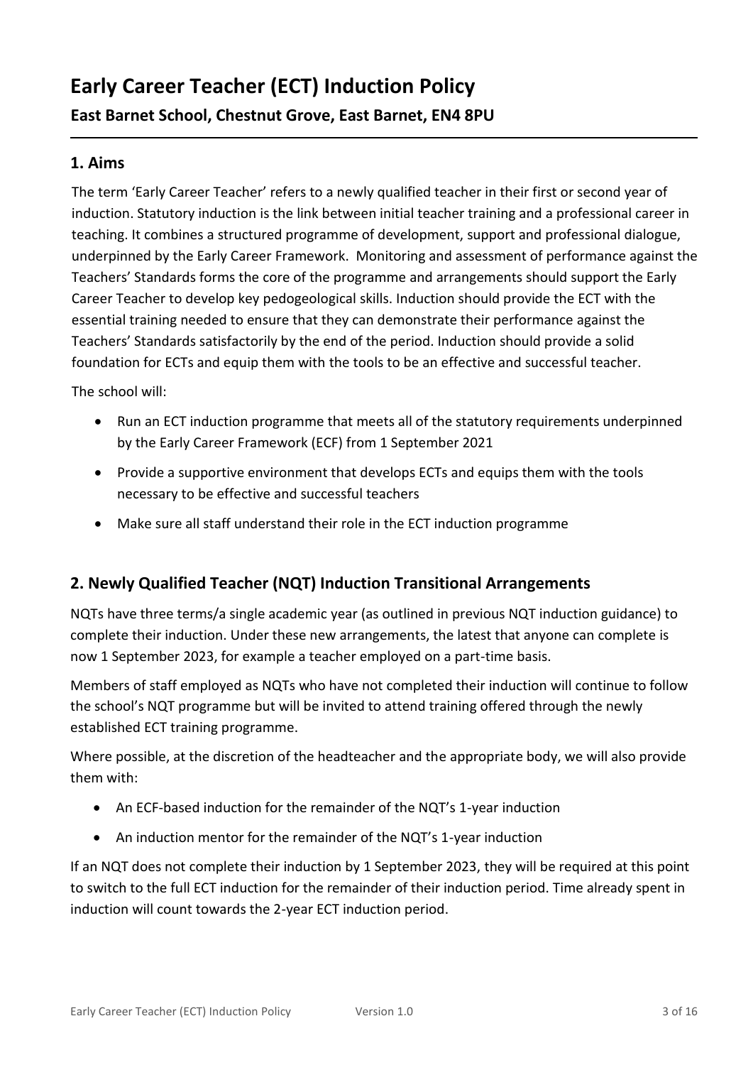# Early Career Teacher (ECT) Induction Policy

## East Barnet School, Chestnut Grove, East Barnet, EN4 8PU

## 1. Aims

The term 'Early Career Teacher' refers to a newly qualified teacher in their first or second year of induction. Statutory induction is the link between initial teacher training and a professional career in teaching. It combines a structured programme of development, support and professional dialogue, underpinned by the Early Career Framework. Monitoring and assessment of performance against the Teachers' Standards forms the core of the programme and arrangements should support the Early Career Teacher to develop key pedogeological skills. Induction should provide the ECT with the essential training needed to ensure that they can demonstrate their performance against the Teachers' Standards satisfactorily by the end of the period. Induction should provide a solid foundation for ECTs and equip them with the tools to be an effective and successful teacher.

The school will:

- Run an ECT induction programme that meets all of the statutory requirements underpinned by the Early Career Framework (ECF) from 1 September 2021
- Provide a supportive environment that develops ECTs and equips them with the tools necessary to be effective and successful teachers
- Make sure all staff understand their role in the ECT induction programme

## 2. Newly Qualified Teacher (NQT) Induction Transitional Arrangements

NQTs have three terms/a single academic year (as outlined in previous NQT induction guidance) to complete their induction. Under these new arrangements, the latest that anyone can complete is now 1 September 2023, for example a teacher employed on a part-time basis.

Members of staff employed as NQTs who have not completed their induction will continue to follow the school's NQT programme but will be invited to attend training offered through the newly established ECT training programme.

Where possible, at the discretion of the headteacher and the appropriate body, we will also provide them with:

- An ECF-based induction for the remainder of the NQT's 1-year induction
- An induction mentor for the remainder of the NQT's 1-year induction

If an NQT does not complete their induction by 1 September 2023, they will be required at this point to switch to the full ECT induction for the remainder of their induction period. Time already spent in induction will count towards the 2-year ECT induction period.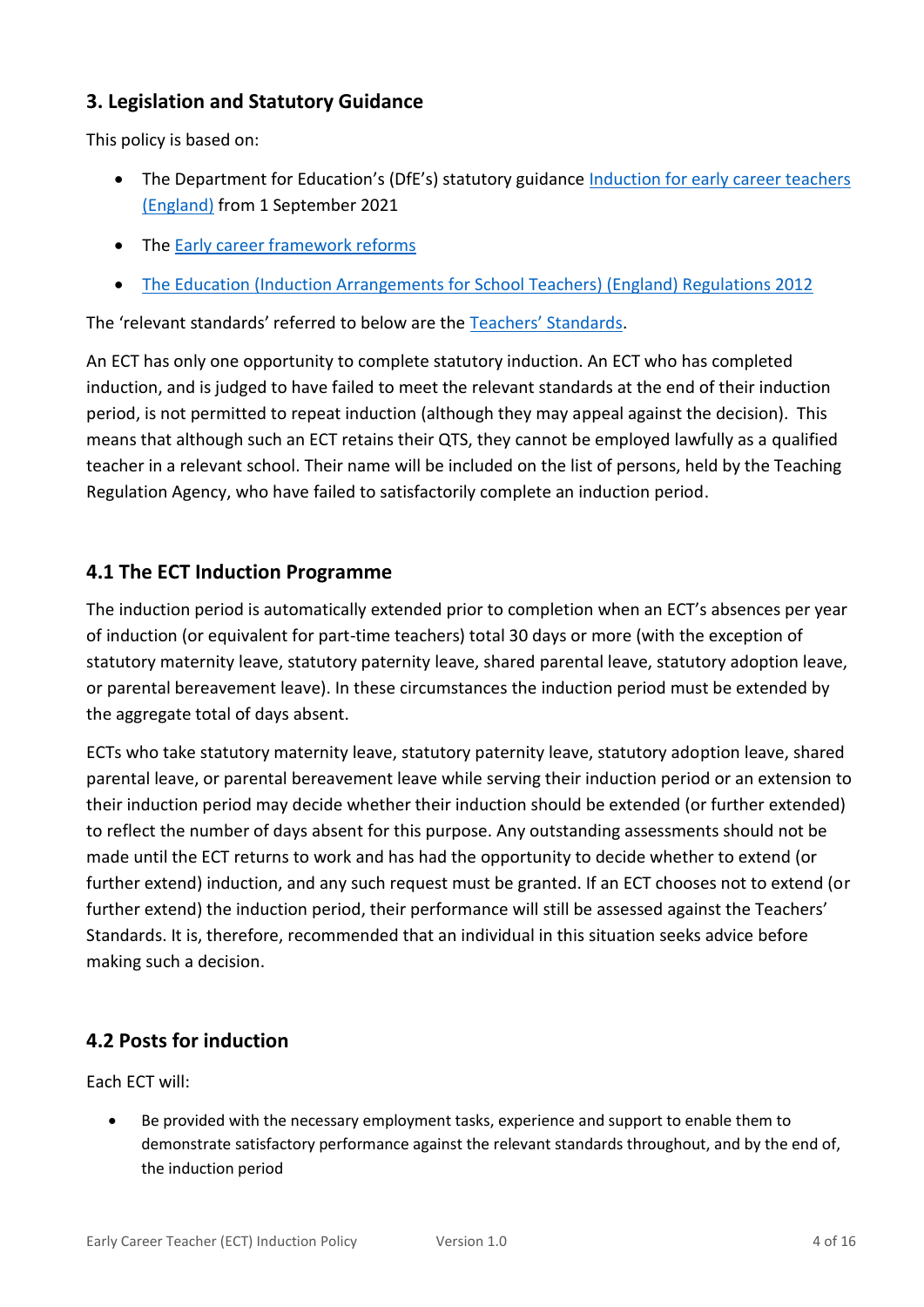## 3. Legislation and Statutory Guidance

This policy is based on:

- The Department for Education's (DfE's) statutory guidance [Induction for early career teachers (England)]() from 1 September 2021
- The [Early career framework reforms]()
- [The Education (Induction Arrangements for School Teachers) (England) Regulations 2012]()

The 'relevant standards' referred to below are the [Teachers' Standards]().

An ECT has only one opportunity to complete statutory induction. An ECT who has completed induction, and is judged to have failed to meet the relevant standards at the end of their induction period, is not permitted to repeat induction (although they may appeal against the decision). This means that although such an ECT retains their QTS, they cannot be employed lawfully as a qualified teacher in a relevant school. Their name will be included on the list of persons, held by the Teaching Regulation Agency, who have failed to satisfactorily complete an induction period.

## 4.1 The ECT Induction Programme

The induction period is automatically extended prior to completion when an ECT's absences per year of induction (or equivalent for part-time teachers) total 30 days or more (with the exception of statutory maternity leave, statutory paternity leave, shared parental leave, statutory adoption leave, or parental bereavement leave). In these circumstances the induction period must be extended by the aggregate total of days absent.

ECTs who take statutory maternity leave, statutory paternity leave, statutory adoption leave, shared parental leave, or parental bereavement leave while serving their induction period or an extension to their induction period may decide whether their induction should be extended (or further extended) to reflect the number of days absent for this purpose. Any outstanding assessments should not be made until the ECT returns to work and has had the opportunity to decide whether to extend (or further extend) induction, and any such request must be granted. If an ECT chooses not to extend (or further extend) the induction period, their performance will still be assessed against the Teachers' Standards. It is, therefore, recommended that an individual in this situation seeks advice before making such a decision.

## 4.2 Posts for induction

Each ECT will:

- Be provided with the necessary employment tasks, experience and support to enable them to demonstrate satisfactory performance against the relevant standards throughout, and by the end of, the induction period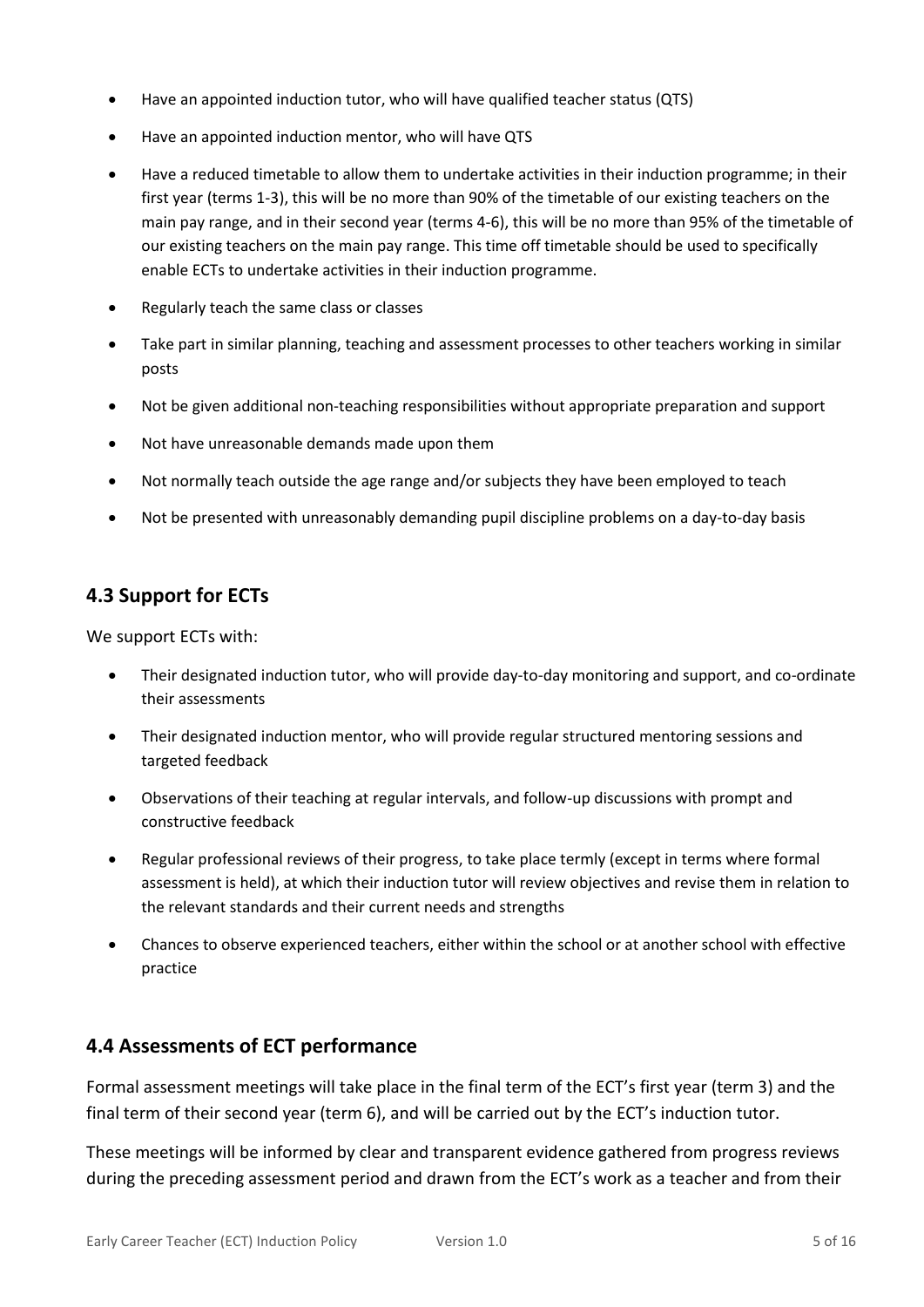- Have an appointed induction tutor, who will have qualified teacher status (QTS)
- Have an appointed induction mentor, who will have QTS
- Have a reduced timetable to allow them to undertake activities in their induction programme; in their first year (terms 1-3), this will be no more than 90% of the timetable of our existing teachers on the main pay range, and in their second year (terms 4-6), this will be no more than 95% of the timetable of our existing teachers on the main pay range. This time off timetable should be used to specifically enable ECTs to undertake activities in their induction programme.
- Regularly teach the same class or classes
- Take part in similar planning, teaching and assessment processes to other teachers working in similar posts
- Not be given additional non-teaching responsibilities without appropriate preparation and support
- Not have unreasonable demands made upon them
- Not normally teach outside the age range and/or subjects they have been employed to teach
- Not be presented with unreasonably demanding pupil discipline problems on a day-to-day basis

## 4.3 Support for ECTs

We support ECTs with:

- Their designated induction tutor, who will provide day-to-day monitoring and support, and co-ordinate their assessments
- Their designated induction mentor, who will provide regular structured mentoring sessions and targeted feedback
- Observations of their teaching at regular intervals, and follow-up discussions with prompt and constructive feedback
- Regular professional reviews of their progress, to take place termly (except in terms where formal assessment is held), at which their induction tutor will review objectives and revise them in relation to the relevant standards and their current needs and strengths
- Chances to observe experienced teachers, either within the school or at another school with effective practice

## 4.4 Assessments of ECT performance

Formal assessment meetings will take place in the final term of the ECT's first year (term 3) and the final term of their second year (term 6), and will be carried out by the ECT's induction tutor.

These meetings will be informed by clear and transparent evidence gathered from progress reviews during the preceding assessment period and drawn from the ECT's work as a teacher and from their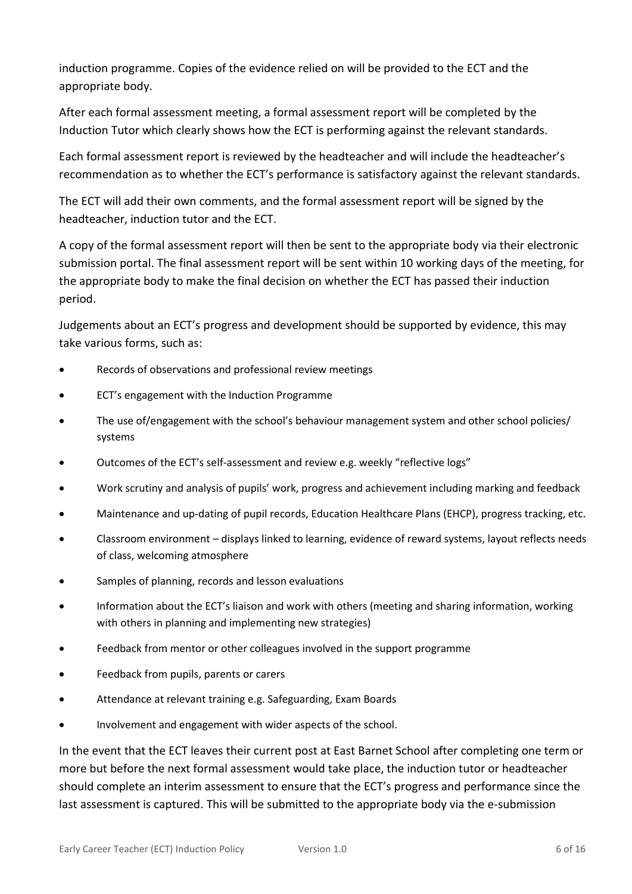induction programme. Copies of the evidence relied on will be provided to the ECT and the appropriate body.

After each formal assessment meeting, a formal assessment report will be completed by the Induction Tutor which clearly shows how the ECT is performing against the relevant standards.

Each formal assessment report is reviewed by the headteacher and will include the headteacher's recommendation as to whether the ECT's performance is satisfactory against the relevant standards.

The ECT will add their own comments, and the formal assessment report will be signed by the headteacher, induction tutor and the ECT.

A copy of the formal assessment report will then be sent to the appropriate body via their electronic submission portal. The final assessment report will be sent within 10 working days of the meeting, for the appropriate body to make the final decision on whether the ECT has passed their induction period.

Judgements about an ECT's progress and development should be supported by evidence, this may take various forms, such as:

- Records of observations and professional review meetings
- ECT's engagement with the Induction Programme
- The use of/engagement with the school's behaviour management system and other school policies/ systems
- Outcomes of the ECT's self-assessment and review e.g. weekly "reflective logs"
- Work scrutiny and analysis of pupils' work, progress and achievement including marking and feedback
- Maintenance and up-dating of pupil records, Education Healthcare Plans (EHCP), progress tracking, etc.
- Classroom environment – displays linked to learning, evidence of reward systems, layout reflects needs of class, welcoming atmosphere
- Samples of planning, records and lesson evaluations
- Information about the ECT's liaison and work with others (meeting and sharing information, working with others in planning and implementing new strategies)
- Feedback from mentor or other colleagues involved in the support programme
- Feedback from pupils, parents or carers
- Attendance at relevant training e.g. Safeguarding, Exam Boards
- Involvement and engagement with wider aspects of the school.

In the event that the ECT leaves their current post at East Barnet School after completing one term or more but before the next formal assessment would take place, the induction tutor or headteacher should complete an interim assessment to ensure that the ECT's progress and performance since the last assessment is captured. This will be submitted to the appropriate body via the e-submission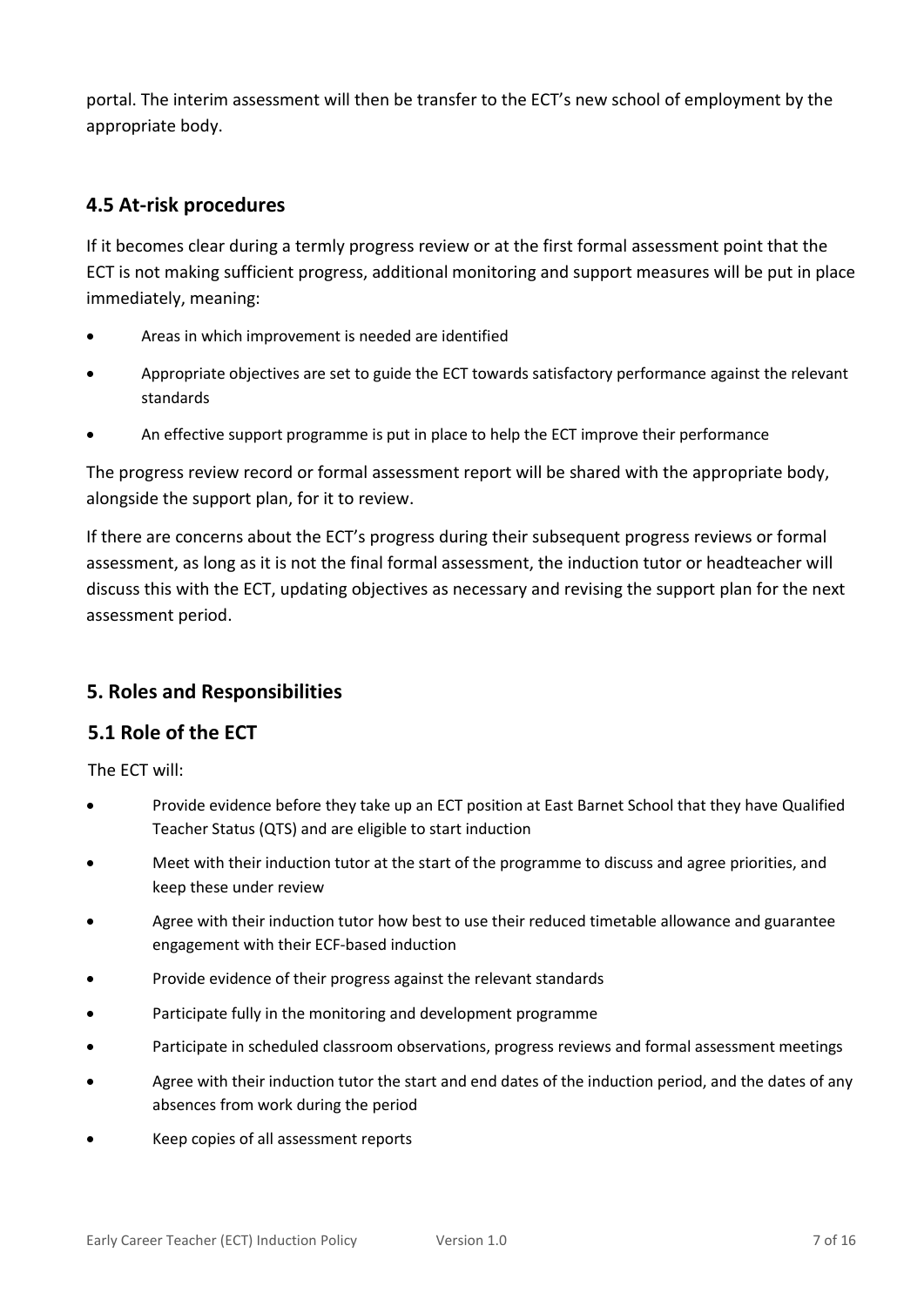portal. The interim assessment will then be transfer to the ECT's new school of employment by the appropriate body.

## 4.5 At-risk procedures

If it becomes clear during a termly progress review or at the first formal assessment point that the ECT is not making sufficient progress, additional monitoring and support measures will be put in place immediately, meaning:

- Areas in which improvement is needed are identified
- Appropriate objectives are set to guide the ECT towards satisfactory performance against the relevant standards
- An effective support programme is put in place to help the ECT improve their performance

The progress review record or formal assessment report will be shared with the appropriate body, alongside the support plan, for it to review.

If there are concerns about the ECT's progress during their subsequent progress reviews or formal assessment, as long as it is not the final formal assessment, the induction tutor or headteacher will discuss this with the ECT, updating objectives as necessary and revising the support plan for the next assessment period.

# 5. Roles and Responsibilities

## 5.1 Role of the ECT

The ECT will:

- Provide evidence before they take up an ECT position at East Barnet School that they have Qualified Teacher Status (QTS) and are eligible to start induction
- Meet with their induction tutor at the start of the programme to discuss and agree priorities, and keep these under review
- Agree with their induction tutor how best to use their reduced timetable allowance and guarantee engagement with their ECF-based induction
- Provide evidence of their progress against the relevant standards
- Participate fully in the monitoring and development programme
- Participate in scheduled classroom observations, progress reviews and formal assessment meetings
- Agree with their induction tutor the start and end dates of the induction period, and the dates of any absences from work during the period
- Keep copies of all assessment reports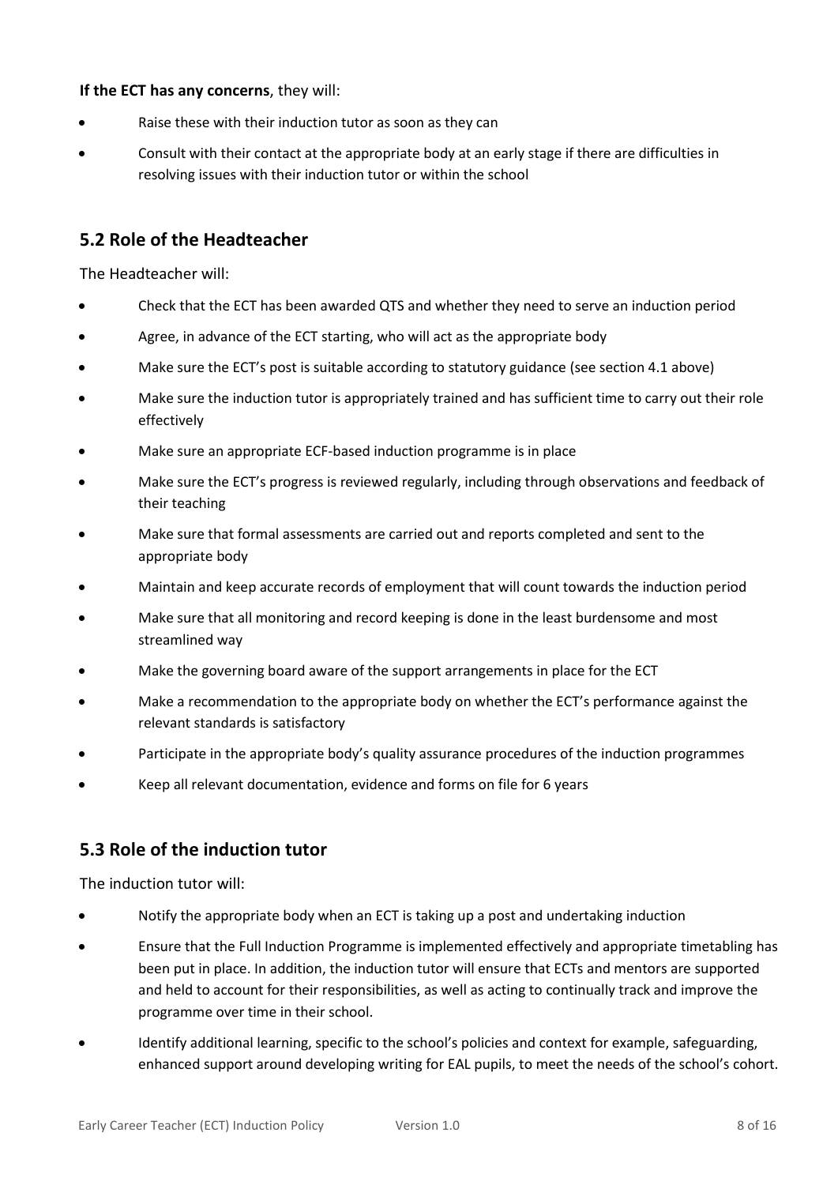**If the ECT has any concerns**, they will:

- Raise these with their induction tutor as soon as they can
- Consult with their contact at the appropriate body at an early stage if there are difficulties in resolving issues with their induction tutor or within the school

## 5.2 Role of the Headteacher

The Headteacher will:

- Check that the ECT has been awarded QTS and whether they need to serve an induction period
- Agree, in advance of the ECT starting, who will act as the appropriate body
- Make sure the ECT's post is suitable according to statutory guidance (see section 4.1 above)
- Make sure the induction tutor is appropriately trained and has sufficient time to carry out their role effectively
- Make sure an appropriate ECF-based induction programme is in place
- Make sure the ECT's progress is reviewed regularly, including through observations and feedback of their teaching
- Make sure that formal assessments are carried out and reports completed and sent to the appropriate body
- Maintain and keep accurate records of employment that will count towards the induction period
- Make sure that all monitoring and record keeping is done in the least burdensome and most streamlined way
- Make the governing board aware of the support arrangements in place for the ECT
- Make a recommendation to the appropriate body on whether the ECT's performance against the relevant standards is satisfactory
- Participate in the appropriate body's quality assurance procedures of the induction programmes
- Keep all relevant documentation, evidence and forms on file for 6 years

## 5.3 Role of the induction tutor

The induction tutor will:

- Notify the appropriate body when an ECT is taking up a post and undertaking induction
- Ensure that the Full Induction Programme is implemented effectively and appropriate timetabling has been put in place. In addition, the induction tutor will ensure that ECTs and mentors are supported and held to account for their responsibilities, as well as acting to continually track and improve the programme over time in their school.
- Identify additional learning, specific to the school's policies and context for example, safeguarding, enhanced support around developing writing for EAL pupils, to meet the needs of the school's cohort.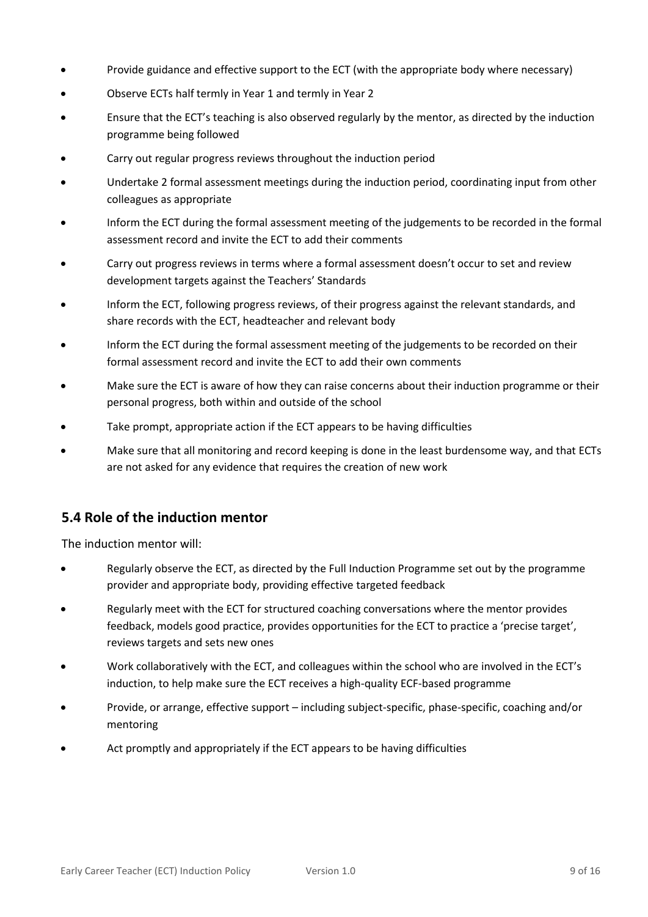- Provide guidance and effective support to the ECT (with the appropriate body where necessary)
- Observe ECTs half termly in Year 1 and termly in Year 2
- Ensure that the ECT's teaching is also observed regularly by the mentor, as directed by the induction programme being followed
- Carry out regular progress reviews throughout the induction period
- Undertake 2 formal assessment meetings during the induction period, coordinating input from other colleagues as appropriate
- Inform the ECT during the formal assessment meeting of the judgements to be recorded in the formal assessment record and invite the ECT to add their comments
- Carry out progress reviews in terms where a formal assessment doesn't occur to set and review development targets against the Teachers' Standards
- Inform the ECT, following progress reviews, of their progress against the relevant standards, and share records with the ECT, headteacher and relevant body
- Inform the ECT during the formal assessment meeting of the judgements to be recorded on their formal assessment record and invite the ECT to add their own comments
- Make sure the ECT is aware of how they can raise concerns about their induction programme or their personal progress, both within and outside of the school
- Take prompt, appropriate action if the ECT appears to be having difficulties
- Make sure that all monitoring and record keeping is done in the least burdensome way, and that ECTs are not asked for any evidence that requires the creation of new work

## 5.4 Role of the induction mentor

The induction mentor will:

- Regularly observe the ECT, as directed by the Full Induction Programme set out by the programme provider and appropriate body, providing effective targeted feedback
- Regularly meet with the ECT for structured coaching conversations where the mentor provides feedback, models good practice, provides opportunities for the ECT to practice a 'precise target', reviews targets and sets new ones
- Work collaboratively with the ECT, and colleagues within the school who are involved in the ECT's induction, to help make sure the ECT receives a high-quality ECF-based programme
- Provide, or arrange, effective support – including subject-specific, phase-specific, coaching and/or mentoring
- Act promptly and appropriately if the ECT appears to be having difficulties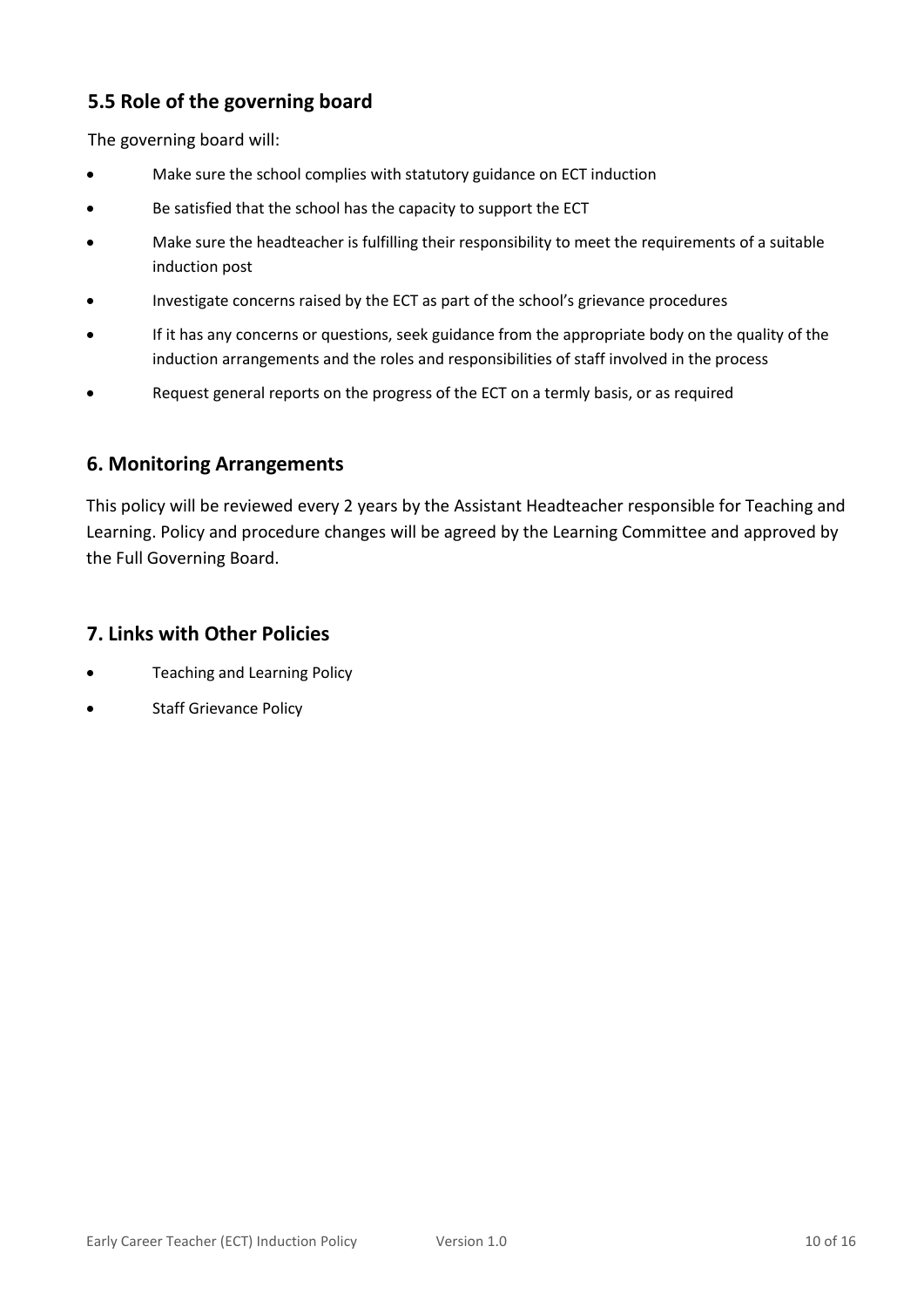## 5.5 Role of the governing board

The governing board will:

- Make sure the school complies with statutory guidance on ECT induction
- Be satisfied that the school has the capacity to support the ECT
- Make sure the headteacher is fulfilling their responsibility to meet the requirements of a suitable induction post
- Investigate concerns raised by the ECT as part of the school's grievance procedures
- If it has any concerns or questions, seek guidance from the appropriate body on the quality of the induction arrangements and the roles and responsibilities of staff involved in the process
- Request general reports on the progress of the ECT on a termly basis, or as required

## 6. Monitoring Arrangements

This policy will be reviewed every 2 years by the Assistant Headteacher responsible for Teaching and Learning. Policy and procedure changes will be agreed by the Learning Committee and approved by the Full Governing Board.

## 7. Links with Other Policies

- Teaching and Learning Policy
- Staff Grievance Policy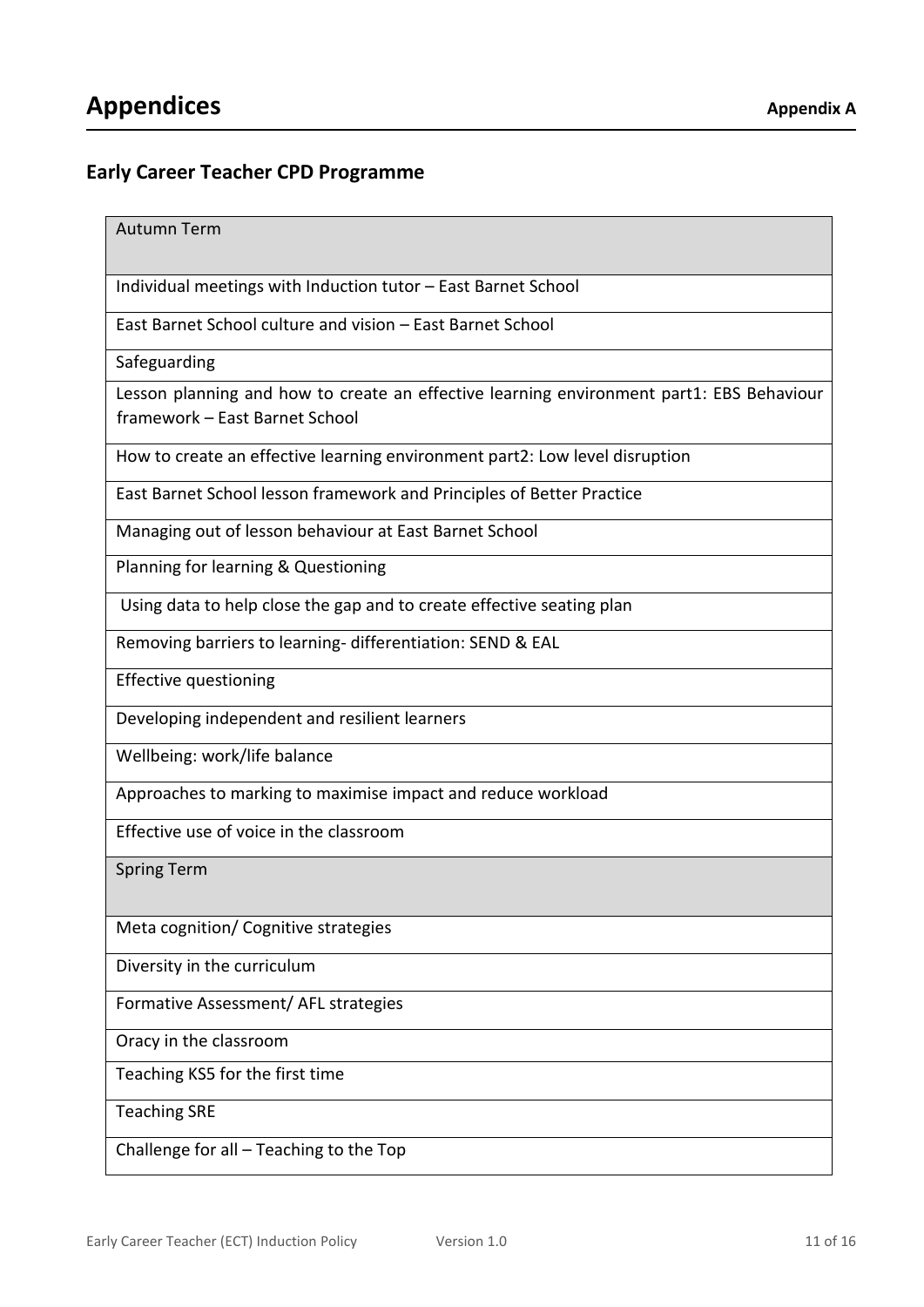# Appendices

**Appendix A**

## Early Career Teacher CPD Programme

| Autumn Term |
|---|
| Individual meetings with Induction tutor – East Barnet School |
| East Barnet School culture and vision – East Barnet School |
| Safeguarding |
| Lesson planning and how to create an effective learning environment part1: EBS Behaviour framework – East Barnet School |
| How to create an effective learning environment part2: Low level disruption |
| East Barnet School lesson framework and Principles of Better Practice |
| Managing out of lesson behaviour at East Barnet School |
| Planning for learning & Questioning |
| Using data to help close the gap and to create effective seating plan |
| Removing barriers to learning- differentiation: SEND & EAL |
| Effective questioning |
| Developing independent and resilient learners |
| Wellbeing: work/life balance |
| Approaches to marking to maximise impact and reduce workload |
| Effective use of voice in the classroom |
| **Spring Term** |
| Meta cognition/ Cognitive strategies |
| Diversity in the curriculum |
| Formative Assessment/ AFL strategies |
| Oracy in the classroom |
| Teaching KS5 for the first time |
| Teaching SRE |
| Challenge for all – Teaching to the Top |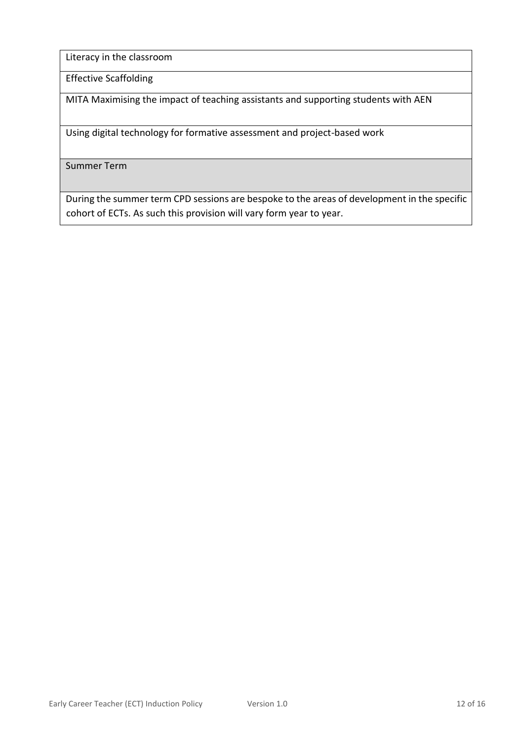| Literacy in the classroom |
|---|
| Effective Scaffolding |
| MITA Maximising the impact of teaching assistants and supporting students with AEN |
| Using digital technology for formative assessment and project-based work |
| Summer Term |
| During the summer term CPD sessions are bespoke to the areas of development in the specific cohort of ECTs. As such this provision will vary form year to year. |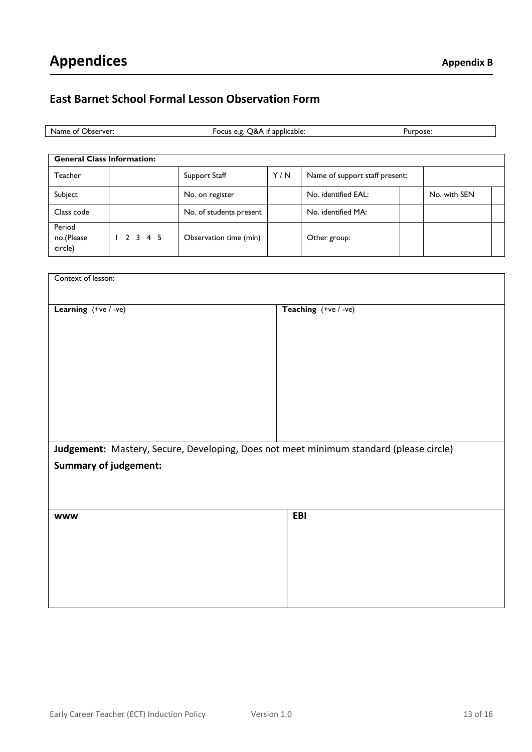# Appendices

**Appendix B**

## East Barnet School Formal Lesson Observation Form

| Name of Observer: | Focus e.g. Q&A if applicable: | Purpose: |
|---|---|---|

| **General Class Information:** | | | | | | | |
|---|---|---|---|---|---|---|---|
| Teacher | | Support Staff | Y / N | Name of support staff present: | | | |
| Subject | | No. on register | | No. identified EAL: | | No. with SEN | |
| Class code | | No. of students present | | No. identified MA: | | | |
| Period no.(Please circle) | 1 2 3 4 5 | Observation time (min) | | Other group: | | | |

| Context of lesson: | |
|---|---|
| **Learning** (+ve / -ve) | **Teaching** (+ve / -ve) |

**Judgement:** Mastery, Secure, Developing, Does not meet minimum standard (please circle)

**Summary of judgement:**

| **WWW** | **EBI** |
|---|---|
| | |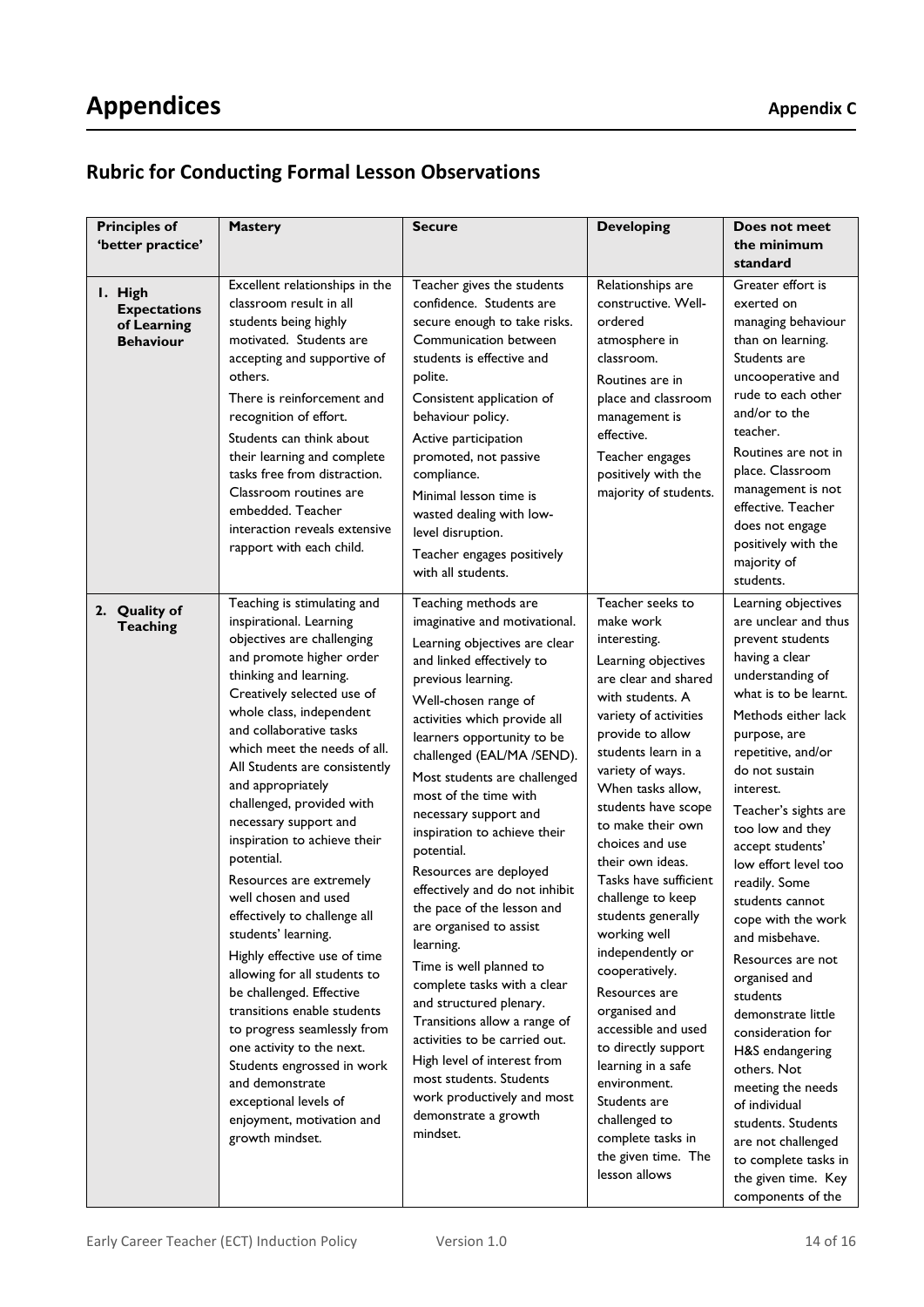# Appendices

**Appendix C**

## Rubric for Conducting Formal Lesson Observations

| Principles of 'better practice' | Mastery | Secure | Developing | Does not meet the minimum standard |
|---|---|---|---|---|
| **1. High Expectations of Learning Behaviour** | Excellent relationships in the classroom result in all students being highly motivated. Students are accepting and supportive of others. There is reinforcement and recognition of effort. Students can think about their learning and complete tasks free from distraction. Classroom routines are embedded. Teacher interaction reveals extensive rapport with each child. | Teacher gives the students confidence. Students are secure enough to take risks. Communication between students is effective and polite. Consistent application of behaviour policy. Active participation promoted, not passive compliance. Minimal lesson time is wasted dealing with low-level disruption. Teacher engages positively with all students. | Relationships are constructive. Well-ordered atmosphere in classroom. Routines are in place and classroom management is effective. Teacher engages positively with the majority of students. | Greater effort is exerted on managing behaviour than on learning. Students are uncooperative and rude to each other and/or to the teacher. Routines are not in place. Classroom management is not effective. Teacher does not engage positively with the majority of students. |
| **2. Quality of Teaching** | Teaching is stimulating and inspirational. Learning objectives are challenging and promote higher order thinking and learning. Creatively selected use of whole class, independent and collaborative tasks which meet the needs of all. All Students are consistently and appropriately challenged, provided with necessary support and inspiration to achieve their potential. Resources are extremely well chosen and used effectively to challenge all students' learning. Highly effective use of time allowing for all students to be challenged. Effective transitions enable students to progress seamlessly from one activity to the next. Students engrossed in work and demonstrate exceptional levels of enjoyment, motivation and growth mindset. | Teaching methods are imaginative and motivational. Learning objectives are clear and linked effectively to previous learning. Well-chosen range of activities which provide all learners opportunity to be challenged (EAL/MA /SEND). Most students are challenged most of the time with necessary support and inspiration to achieve their potential. Resources are deployed effectively and do not inhibit the pace of the lesson and are organised to assist learning. Time is well planned to complete tasks with a clear and structured plenary. Transitions allow a range of activities to be carried out. High level of interest from most students. Students work productively and most demonstrate a growth mindset. | Teacher seeks to make work interesting. Learning objectives are clear and shared with students. A variety of activities provide to allow students learn in a variety of ways. When tasks allow, students have scope to make their own choices and use their own ideas. Tasks have sufficient challenge to keep students generally working well independently or cooperatively. Resources are organised and accessible and used to directly support learning in a safe environment. Students are challenged to complete tasks in the given time. The lesson allows | Learning objectives are unclear and thus prevent students having a clear understanding of what is to be learnt. Methods either lack purpose, are repetitive, and/or do not sustain interest. Teacher's sights are too low and they accept students' low effort level too readily. Some students cannot cope with the work and misbehave. Resources are not organised and students demonstrate little consideration for H&S endangering others. Not meeting the needs of individual students. Students are not challenged to complete tasks in the given time. Key components of the |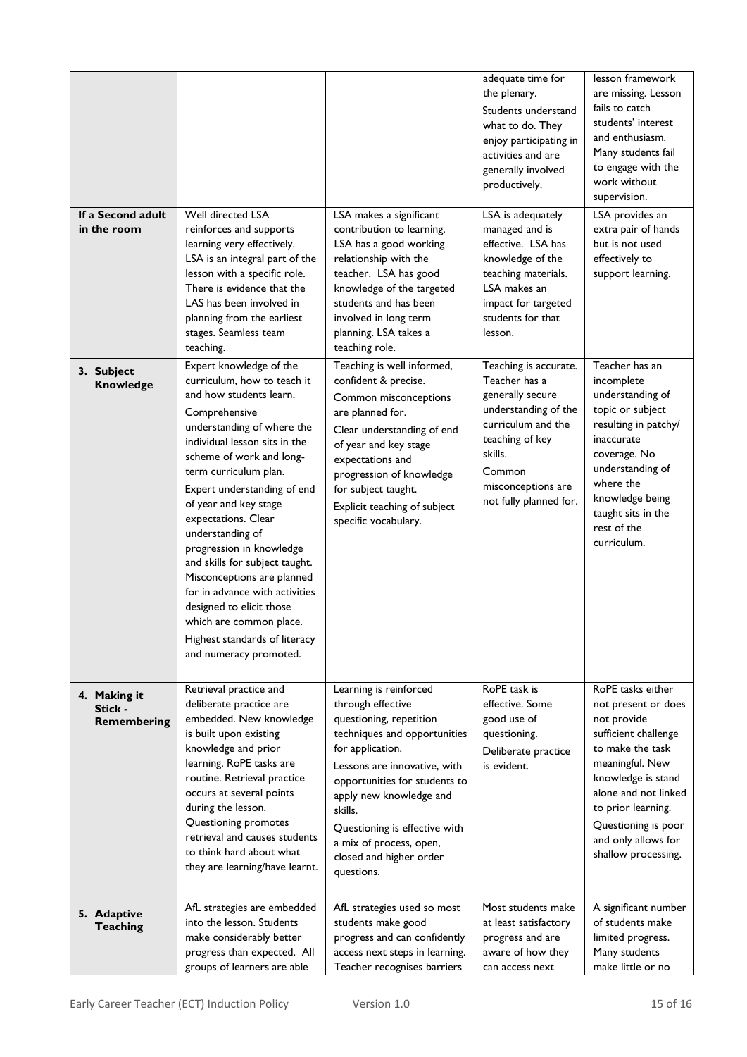| | | | | |
|---|---|---|---|---|
| | | | adequate time for the plenary. Students understand what to do. They enjoy participating in activities and are generally involved productively. | lesson framework are missing. Lesson fails to catch students' interest and enthusiasm. Many students fail to engage with the work without supervision. |
| **If a Second adult in the room** | Well directed LSA reinforces and supports learning very effectively. LSA is an integral part of the lesson with a specific role. There is evidence that the LAS has been involved in planning from the earliest stages. Seamless team teaching. | LSA makes a significant contribution to learning. LSA has a good working relationship with the teacher. LSA has good knowledge of the targeted students and has been involved in long term planning. LSA takes a teaching role. | LSA is adequately managed and is effective. LSA has knowledge of the teaching materials. LSA makes an impact for targeted students for that lesson. | LSA provides an extra pair of hands but is not used effectively to support learning. |
| **3. Subject Knowledge** | Expert knowledge of the curriculum, how to teach it and how students learn. Comprehensive understanding of where the individual lesson sits in the scheme of work and long-term curriculum plan. Expert understanding of end of year and key stage expectations. Clear understanding of progression in knowledge and skills for subject taught. Misconceptions are planned for in advance with activities designed to elicit those which are common place. Highest standards of literacy and numeracy promoted. | Teaching is well informed, confident & precise. Common misconceptions are planned for. Clear understanding of end of year and key stage expectations and progression of knowledge for subject taught. Explicit teaching of subject specific vocabulary. | Teaching is accurate. Teacher has a generally secure understanding of the curriculum and the teaching of key skills. Common misconceptions are not fully planned for. | Teacher has an incomplete understanding of topic or subject resulting in patchy/ inaccurate coverage. No understanding of where the knowledge being taught sits in the rest of the curriculum. |
| **4. Making it Stick - Remembering** | Retrieval practice and deliberate practice are embedded. New knowledge is built upon existing knowledge and prior learning. RoPE tasks are routine. Retrieval practice occurs at several points during the lesson. Questioning promotes retrieval and causes students to think hard about what they are learning/have learnt. | Learning is reinforced through effective questioning, repetition techniques and opportunities for application. Lessons are innovative, with opportunities for students to apply new knowledge and skills. Questioning is effective with a mix of process, open, closed and higher order questions. | RoPE task is effective. Some good use of questioning. Deliberate practice is evident. | RoPE tasks either not present or does not provide sufficient challenge to make the task meaningful. New knowledge is stand alone and not linked to prior learning. Questioning is poor and only allows for shallow processing. |
| **5. Adaptive Teaching** | AfL strategies are embedded into the lesson. Students make considerably better progress than expected. All groups of learners are able | AfL strategies used so most students make good progress and can confidently access next steps in learning. Teacher recognises barriers | Most students make at least satisfactory progress and are aware of how they can access next | A significant number of students make limited progress. Many students make little or no |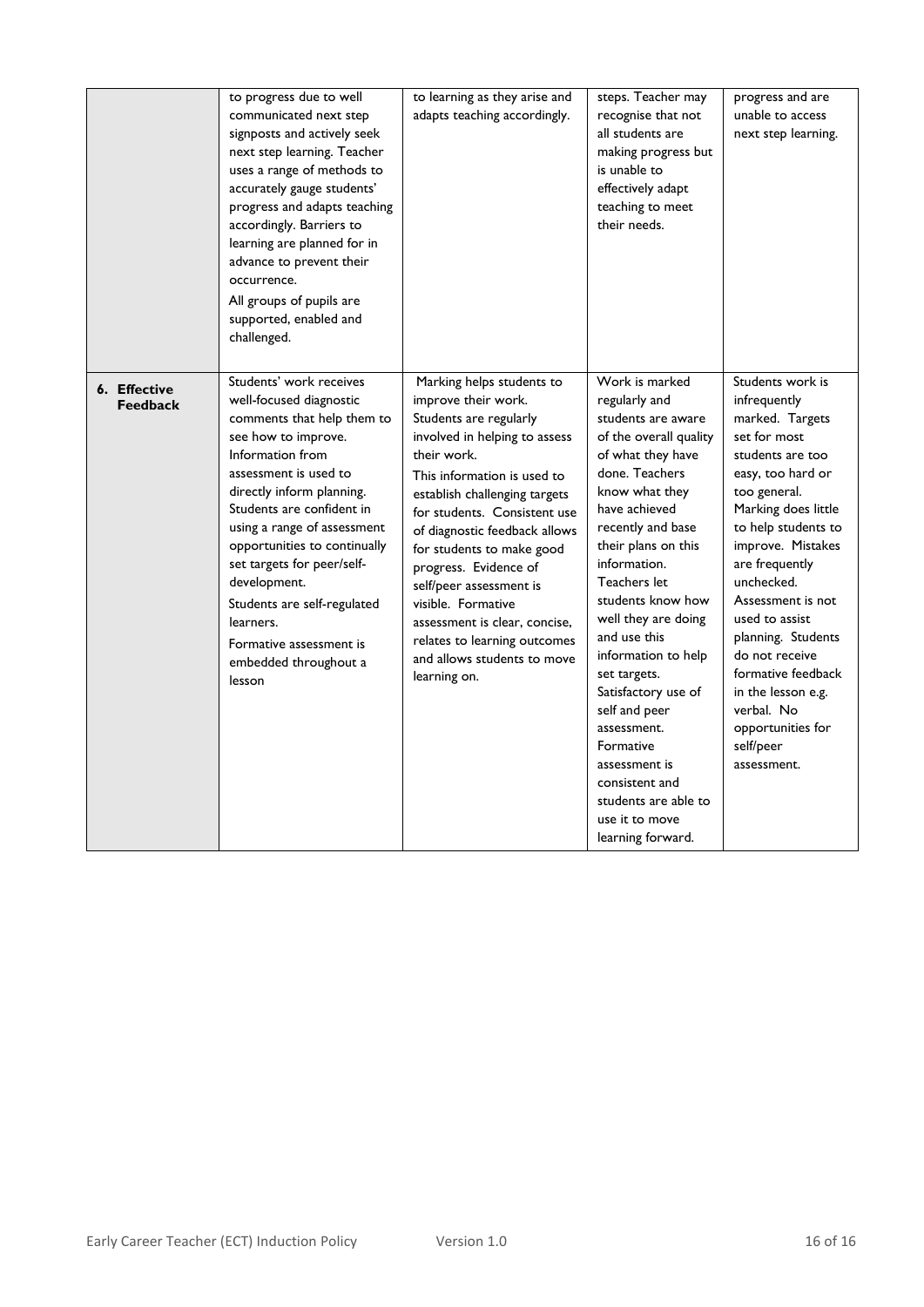| | | | | |
|---|---|---|---|---|
| | to progress due to well communicated next step signposts and actively seek next step learning. Teacher uses a range of methods to accurately gauge students' progress and adapts teaching accordingly. Barriers to learning are planned for in advance to prevent their occurrence.<br>All groups of pupils are supported, enabled and challenged. | to learning as they arise and adapts teaching accordingly. | steps. Teacher may recognise that not all students are making progress but is unable to effectively adapt teaching to meet their needs. | progress and are unable to access next step learning. |
| **6. Effective Feedback** | Students' work receives well-focused diagnostic comments that help them to see how to improve.<br>Information from assessment is used to directly inform planning.<br>Students are confident in using a range of assessment opportunities to continually set targets for peer/self-development.<br>Students are self-regulated learners.<br>Formative assessment is embedded throughout a lesson | Marking helps students to improve their work.<br>Students are regularly involved in helping to assess their work.<br>This information is used to establish challenging targets for students. Consistent use of diagnostic feedback allows for students to make good progress. Evidence of self/peer assessment is visible. Formative assessment is clear, concise, relates to learning outcomes and allows students to move learning on. | Work is marked regularly and students are aware of the overall quality of what they have done. Teachers know what they have achieved recently and base their plans on this information.<br>Teachers let students know how well they are doing and use this information to help set targets.<br>Satisfactory use of self and peer assessment.<br>Formative assessment is consistent and students are able to use it to move learning forward. | Students work is infrequently marked. Targets set for most students are too easy, too hard or too general. Marking does little to help students to improve. Mistakes are frequently unchecked. Assessment is not used to assist planning. Students do not receive formative feedback in the lesson e.g. verbal. No opportunities for self/peer assessment. |